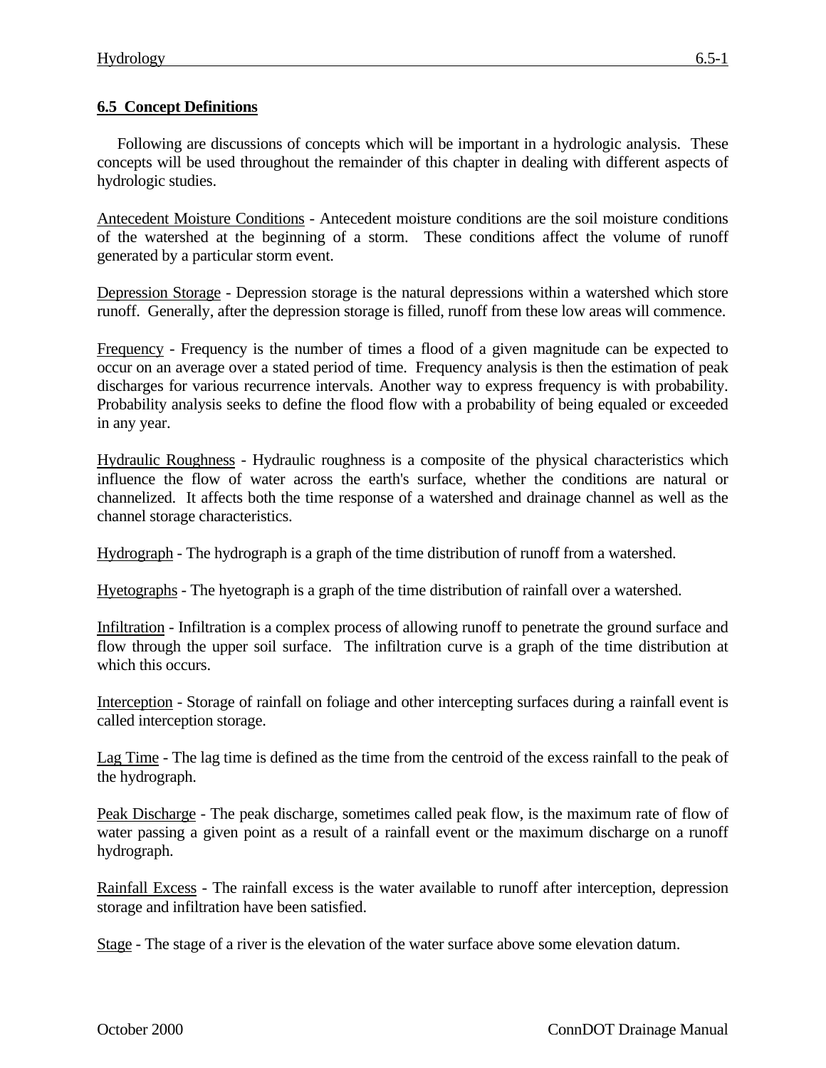## 6.5 Concept Definitions

Following are discussions of concepts which will be important in a hydrologic analysis. These concepts will be used throughout the remainder of this chapter in dealing with different aspects of hydrologic studies.

Antecedent Moisture Conditions - Antecedent moisture conditions are the soil moisture conditions of the watershed at the beginning of a storm. These conditions affect the volume of runoff generated by a particular storm event.

Depression Storage - Depression storage is the natural depressions within a watershed which store runoff. Generally, after the depression storage is filled, runoff from these low areas will commence.

Frequency - Frequency is the number of times a flood of a given magnitude can be expected to occur on an average over a stated period of time. Frequency analysis is then the estimation of peak discharges for various recurrence intervals. Another way to express frequency is with probability. Probability analysis seeks to define the flood flow with a probability of being equaled or exceeded in any year.

Hydraulic Roughness - Hydraulic roughness is a composite of the physical characteristics which influence the flow of water across the earth's surface, whether the conditions are natural or channelized. It affects both the time response of a watershed and drainage channel as well as the channel storage characteristics.

Hydrograph - The hydrograph is a graph of the time distribution of runoff from a watershed.

Hyetographs - The hyetograph is a graph of the time distribution of rainfall over a watershed.

Infiltration - Infiltration is a complex process of allowing runoff to penetrate the ground surface and flow through the upper soil surface. The infiltration curve is a graph of the time distribution at which this occurs.

Interception - Storage of rainfall on foliage and other intercepting surfaces during a rainfall event is called interception storage.

Lag Time - The lag time is defined as the time from the centroid of the excess rainfall to the peak of the hydrograph.

Peak Discharge - The peak discharge, sometimes called peak flow, is the maximum rate of flow of water passing a given point as a result of a rainfall event or the maximum discharge on a runoff hydrograph.

Rainfall Excess - The rainfall excess is the water available to runoff after interception, depression storage and infiltration have been satisfied.

Stage - The stage of a river is the elevation of the water surface above some elevation datum.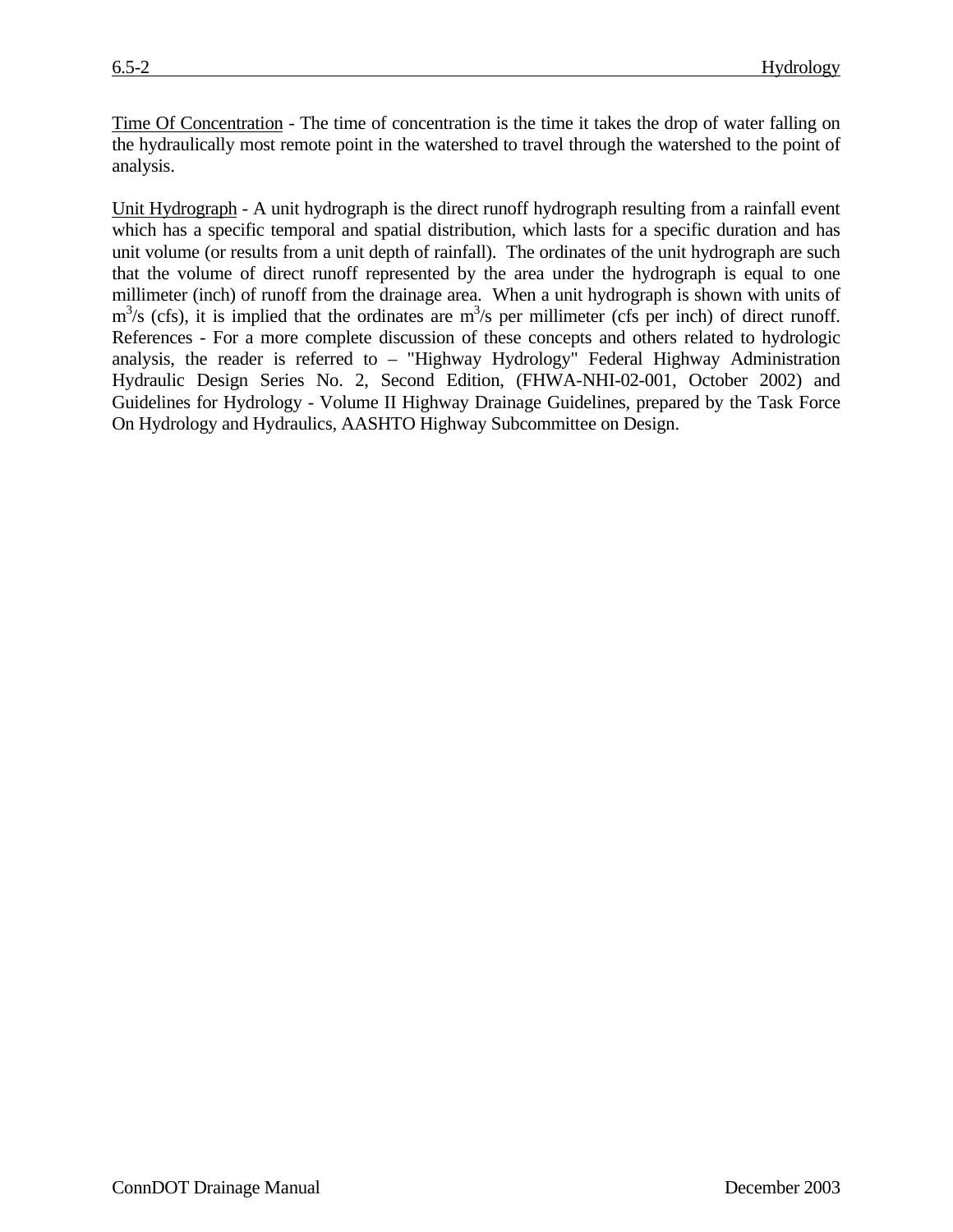Time Of Concentration - The time of concentration is the time it takes the drop of water falling on the hydraulically most remote point in the watershed to travel through the watershed to the point of analysis.

Unit Hydrograph - A unit hydrograph is the direct runoff hydrograph resulting from a rainfall event which has a specific temporal and spatial distribution, which lasts for a specific duration and has unit volume (or results from a unit depth of rainfall). The ordinates of the unit hydrograph are such that the volume of direct runoff represented by the area under the hydrograph is equal to one millimeter (inch) of runoff from the drainage area. When a unit hydrograph is shown with units of $m^3/s$ (cfs), it is implied that the ordinates are $m^3/s$ per millimeter (cfs per inch) of direct runoff. References - For a more complete discussion of these concepts and others related to hydrologic analysis, the reader is referred to – "Highway Hydrology" Federal Highway Administration Hydraulic Design Series No. 2, Second Edition, (FHWA-NHI-02-001, October 2002) and Guidelines for Hydrology - Volume II Highway Drainage Guidelines, prepared by the Task Force On Hydrology and Hydraulics, AASHTO Highway Subcommittee on Design.